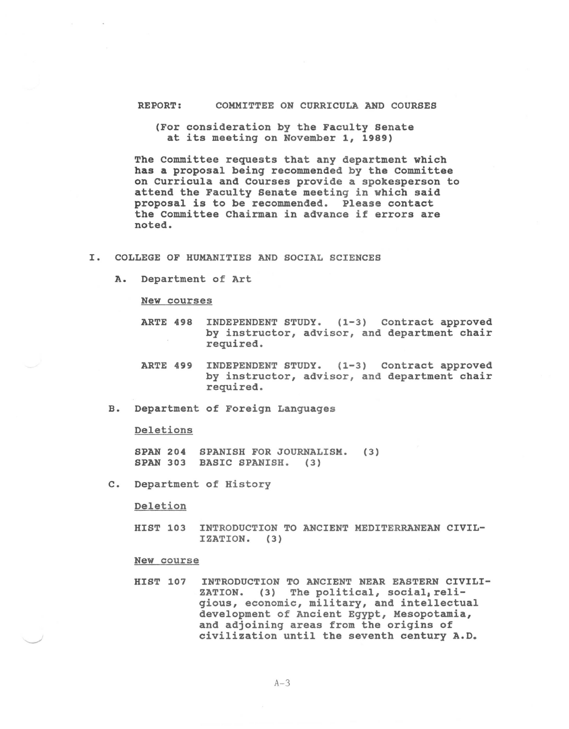# REPORT: COMMITTEE ON CURRICULA AND COURSES

(For consideration by the Faculty Senate at its meeting on November 1, 1989)

The Committee requests that any department which has a proposal being recommended by the Committee on Curricula and Courses provide a spokesperson to attend the Faculty Senate meeting in which said proposal is to be recommended. Please contact the Committee Chairman in advance if errors are noted.

## I. COLLEGE OF HUMANITIES AND SOCIAL SCIENCES

### A. Department of Art

New courses

ARTE 498 INDEPENDENT STUDY. (1-3) Contract approved by instructor, advisor, and department chair required.

ARTE 499 INDEPENDENT STUDY. (1-3) Contract approved by instructor, advisor, and department chair required.

### B. Department of Foreign Languages

Deletions

SPAN 204 SPANISH FOR JOURNALISM. (3)
SPAN 303 BASIC SPANISH. (3)

### C. Department of History

Deletion

HIST 103 INTRODUCTION TO ANCIENT MEDITERRANEAN CIVILIZATION. (3)

New course

HIST 107 INTRODUCTION TO ANCIENT NEAR EASTERN CIVILIZATION. (3) The political, social, religious, economic, military, and intellectual development of Ancient Egypt, Mesopotamia, and adjoining areas from the origins of civilization until the seventh century A.D.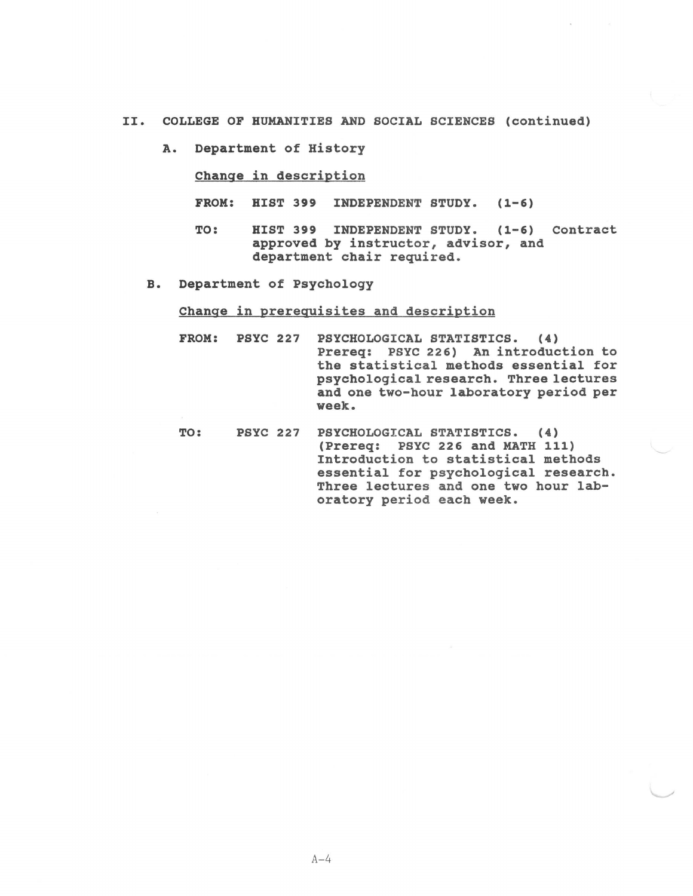## II. COLLEGE OF HUMANITIES AND SOCIAL SCIENCES (continued)

### A. Department of History

Change in description

FROM: HIST 399 INDEPENDENT STUDY. (1-6)

TO: HIST 399 INDEPENDENT STUDY. (1-6) Contract approved by instructor, advisor, and department chair required.

### B. Department of Psychology

Change in prerequisites and description

FROM: PSYC 227 PSYCHOLOGICAL STATISTICS. (4) Prereq: PSYC 226) An introduction to the statistical methods essential for psychological research. Three lectures and one two-hour laboratory period per week.

TO: PSYC 227 PSYCHOLOGICAL STATISTICS. (4) (Prereq: PSYC 226 and MATH 111) Introduction to statistical methods essential for psychological research. Three lectures and one two hour laboratory period each week.